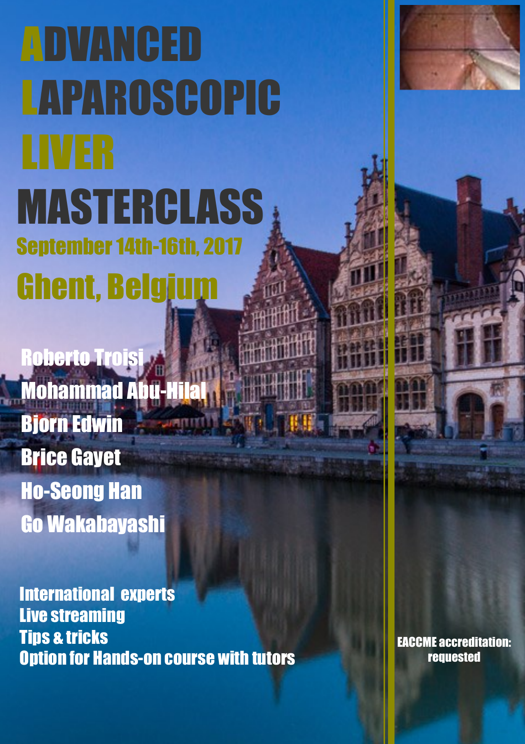# ADVANCED LAPAROSCOPIC LIVER MASTERCLASS

## September 14th-16th, 2017

## Ghent, Belgium

Roberto Troisi
Mohammad Abu-Hilal
Bjorn Edwin
Brice Gayet
Ho-Seong Han
Go Wakabayashi

**International experts**
**Live streaming**
**Tips & tricks**
**Option for Hands-on course with tutors**

**EACCME accreditation: requested**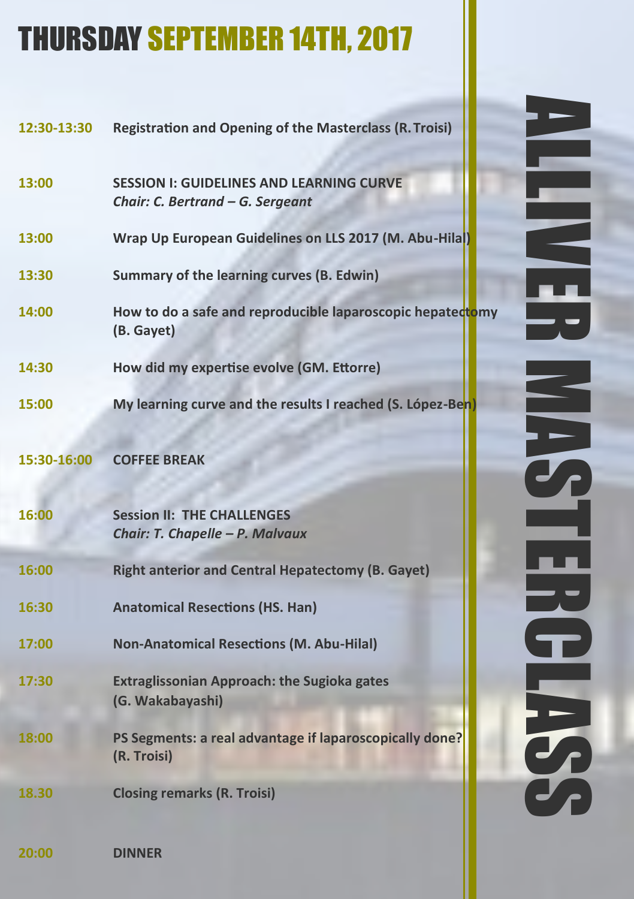# THURSDAY SEPTEMBER 14TH, 2017

ALLIVER MASTERCLASS

**12:30-13:30** **Registration and Opening of the Masterclass (R. Troisi)**

**13:00** **SESSION I: GUIDELINES AND LEARNING CURVE**
***Chair: C. Bertrand – G. Sergeant***

**13:00** **Wrap Up European Guidelines on LLS 2017 (M. Abu-Hilal)**

**13:30** **Summary of the learning curves (B. Edwin)**

**14:00** **How to do a safe and reproducible laparoscopic hepatectomy (B. Gayet)**

**14:30** **How did my expertise evolve (GM. Ettorre)**

**15:00** **My learning curve and the results I reached (S. López-Ben)**

**15:30-16:00** **COFFEE BREAK**

**16:00** **Session II: THE CHALLENGES**
***Chair: T. Chapelle – P. Malvaux***

**16:00** **Right anterior and Central Hepatectomy (B. Gayet)**

**16:30** **Anatomical Resections (HS. Han)**

**17:00** **Non-Anatomical Resections (M. Abu-Hilal)**

**17:30** **Extraglissonian Approach: the Sugioka gates (G. Wakabayashi)**

**18:00** **PS Segments: a real advantage if laparoscopically done? (R. Troisi)**

**18.30** **Closing remarks (R. Troisi)**

**20:00** **DINNER**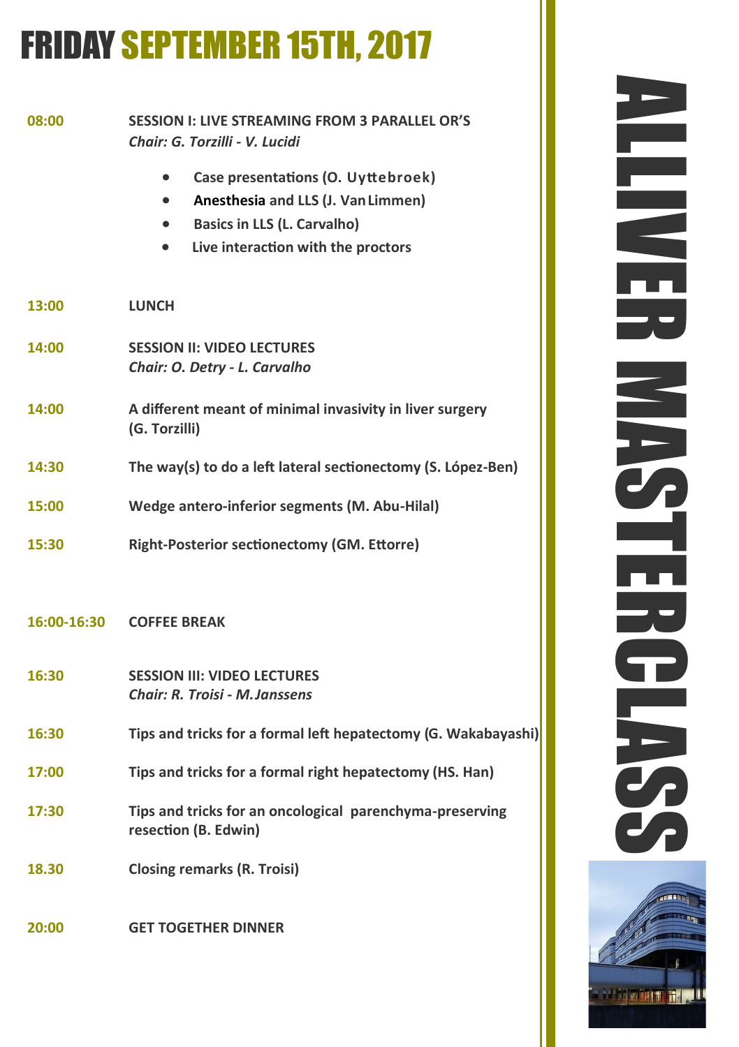# FRIDAY SEPTEMBER 15TH, 2017

ALLIVER MASTERCLASS

**08:00** **SESSION I: LIVE STREAMING FROM 3 PARALLEL OR'S**
*Chair: G. Torzilli - V. Lucidi*

- Case presentations (O. Uyttebroek)
- Anesthesia and LLS (J. Van Limmen)
- Basics in LLS (L. Carvalho)
- Live interaction with the proctors

**13:00** **LUNCH**

**14:00** **SESSION II: VIDEO LECTURES**
*Chair: O. Detry - L. Carvalho*

**14:00** A different meant of minimal invasivity in liver surgery (G. Torzilli)

**14:30** The way(s) to do a left lateral sectionectomy (S. López-Ben)

**15:00** Wedge antero-inferior segments (M. Abu-Hilal)

**15:30** Right-Posterior sectionectomy (GM. Ettorre)

**16:00-16:30** **COFFEE BREAK**

**16:30** **SESSION III: VIDEO LECTURES**
*Chair: R. Troisi - M.Janssens*

**16:30** Tips and tricks for a formal left hepatectomy (G. Wakabayashi)

**17:00** Tips and tricks for a formal right hepatectomy (HS. Han)

**17:30** Tips and tricks for an oncological parenchyma-preserving resection (B. Edwin)

**18.30** Closing remarks (R. Troisi)

**20:00** **GET TOGETHER DINNER**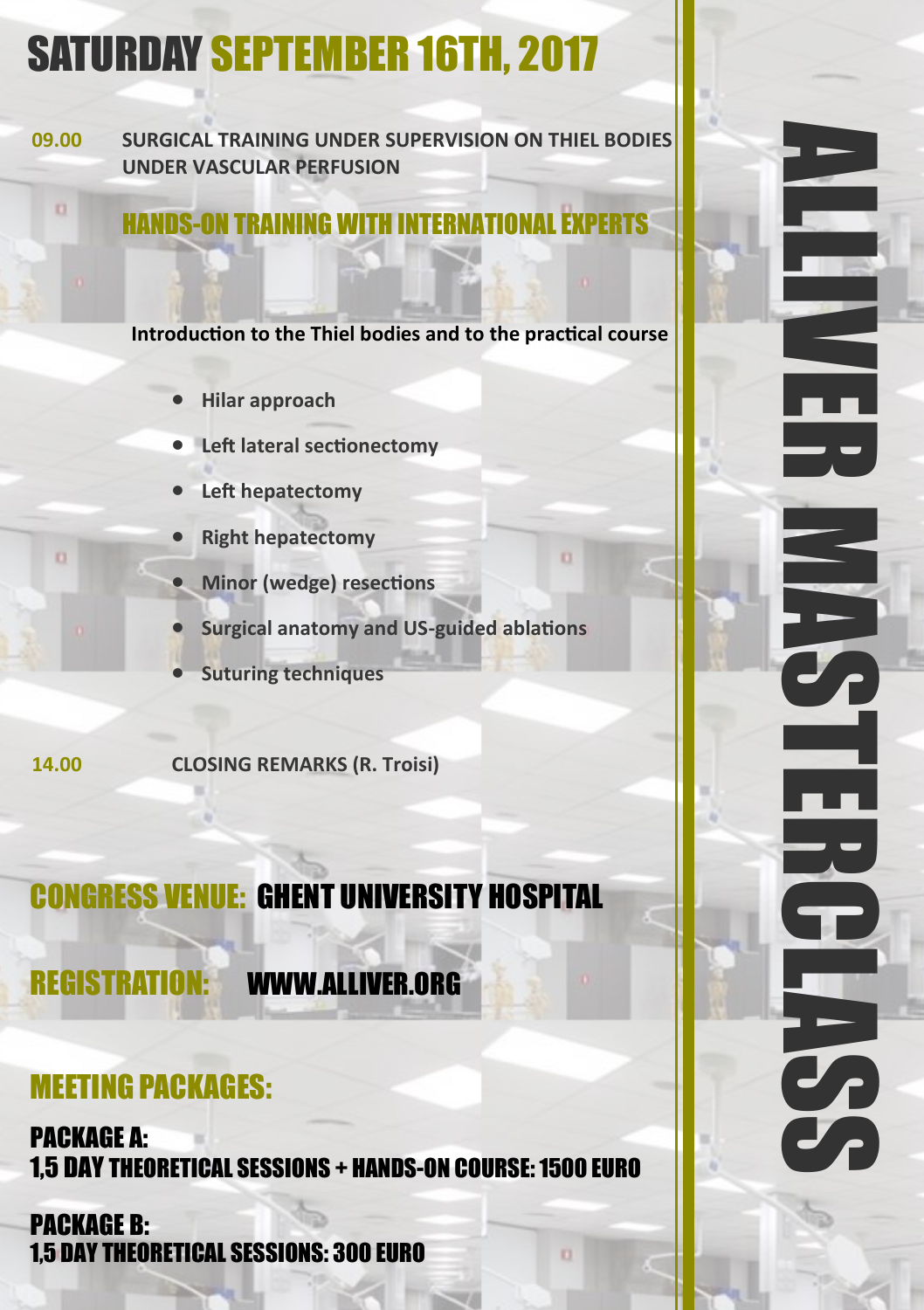# SATURDAY SEPTEMBER 16TH, 2017

**09.00** **SURGICAL TRAINING UNDER SUPERVISION ON THIEL BODIES UNDER VASCULAR PERFUSION**

## HANDS-ON TRAINING WITH INTERNATIONAL EXPERTS

**Introduction to the Thiel bodies and to the practical course**

- **Hilar approach**
- **Left lateral sectionectomy**
- **Left hepatectomy**
- **Right hepatectomy**
- **Minor (wedge) resections**
- **Surgical anatomy and US-guided ablations**
- **Suturing techniques**

**14.00** **CLOSING REMARKS (R. Troisi)**

## CONGRESS VENUE: GHENT UNIVERSITY HOSPITAL

## REGISTRATION: WWW.ALLIVER.ORG

## MEETING PACKAGES:

**PACKAGE A:**
**1,5 DAY THEORETICAL SESSIONS + HANDS-ON COURSE: 1500 EURO**

**PACKAGE B:**
**1,5 DAY THEORETICAL SESSIONS: 300 EURO**

ALLIVER MASTERCLASS